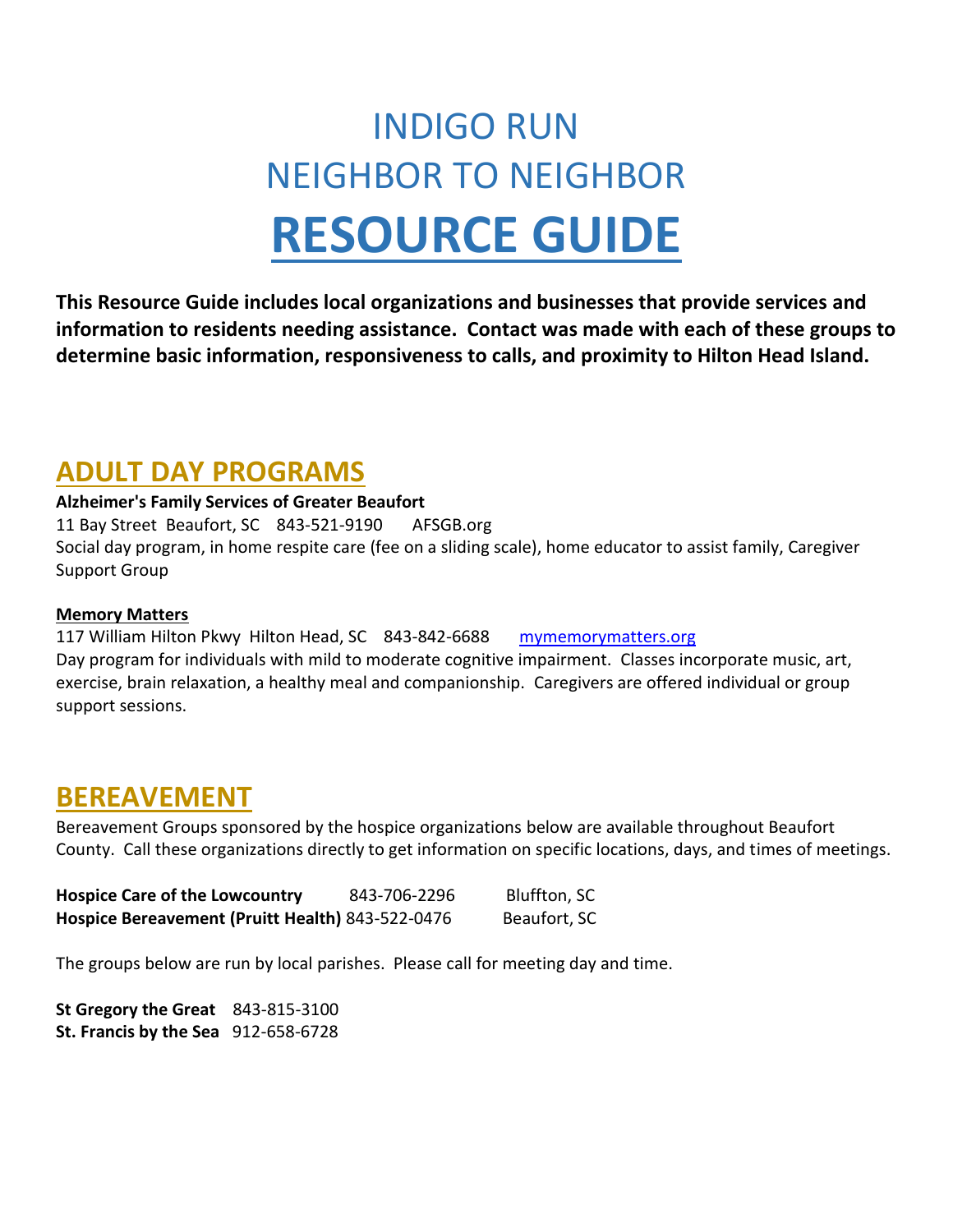# INDIGO RUN
# NEIGHBOR TO NEIGHBOR
# **RESOURCE GUIDE**

**This Resource Guide includes local organizations and businesses that provide services and information to residents needing assistance. Contact was made with each of these groups to determine basic information, responsiveness to calls, and proximity to Hilton Head Island.**

## ADULT DAY PROGRAMS

**Alzheimer's Family Services of Greater Beaufort**
11 Bay Street Beaufort, SC 843-521-9190 AFSGB.org
Social day program, in home respite care (fee on a sliding scale), home educator to assist family, Caregiver Support Group

**Memory Matters**
117 William Hilton Pkwy Hilton Head, SC 843-842-6688 mymemorymatters.org
Day program for individuals with mild to moderate cognitive impairment. Classes incorporate music, art, exercise, brain relaxation, a healthy meal and companionship. Caregivers are offered individual or group support sessions.

## BEREAVEMENT

Bereavement Groups sponsored by the hospice organizations below are available throughout Beaufort County. Call these organizations directly to get information on specific locations, days, and times of meetings.

**Hospice Care of the Lowcountry** 843-706-2296 Bluffton, SC
**Hospice Bereavement (Pruitt Health)** 843-522-0476 Beaufort, SC

The groups below are run by local parishes. Please call for meeting day and time.

**St Gregory the Great** 843-815-3100
**St. Francis by the Sea** 912-658-6728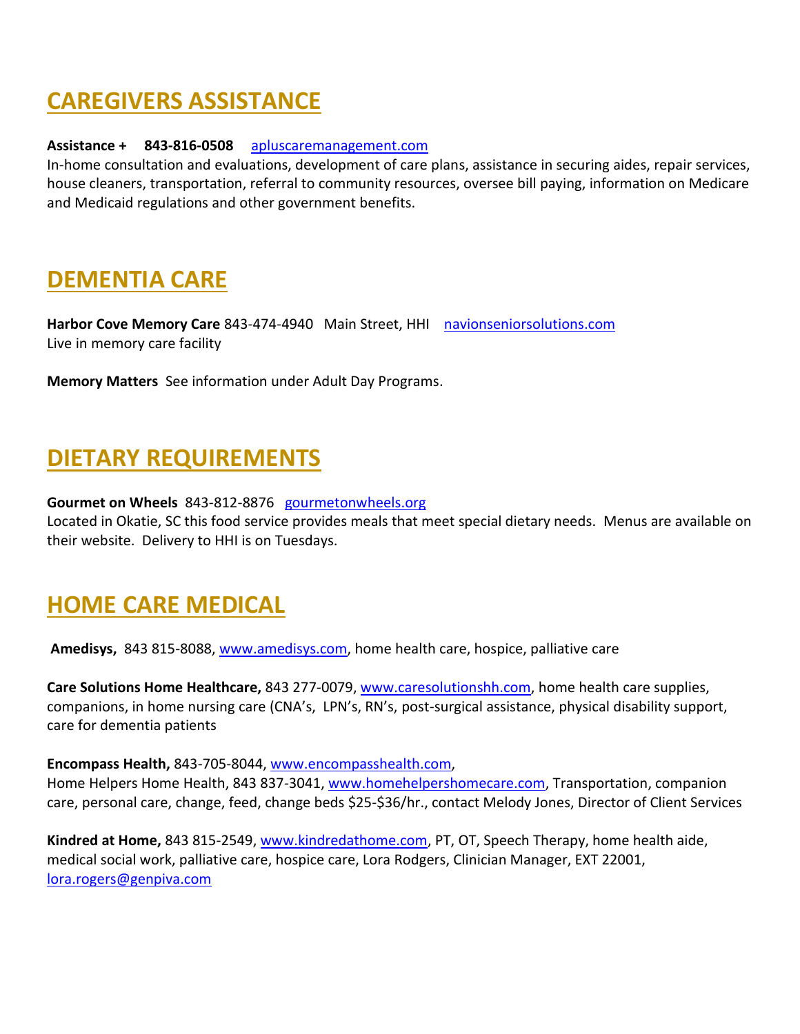## CAREGIVERS ASSISTANCE

**Assistance +     843-816-0508**    apluscaremanagement.com
In-home consultation and evaluations, development of care plans, assistance in securing aides, repair services, house cleaners, transportation, referral to community resources, oversee bill paying, information on Medicare and Medicaid regulations and other government benefits.

## DEMENTIA CARE

**Harbor Cove Memory Care** 843-474-4940   Main Street, HHI    navionseniorsolutions.com
Live in memory care facility

**Memory Matters**  See information under Adult Day Programs.

## DIETARY REQUIREMENTS

**Gourmet on Wheels**  843-812-8876   gourmetonwheels.org
Located in Okatie, SC this food service provides meals that meet special dietary needs.  Menus are available on their website.  Delivery to HHI is on Tuesdays.

## HOME CARE MEDICAL

**Amedisys,** 843 815-8088, www.amedisys.com, home health care, hospice, palliative care

**Care Solutions Home Healthcare,** 843 277-0079, www.caresolutionshh.com, home health care supplies, companions, in home nursing care (CNA's,  LPN's, RN's, post-surgical assistance, physical disability support, care for dementia patients

**Encompass Health,** 843-705-8044, www.encompasshealth.com,
Home Helpers Home Health, 843 837-3041, www.homehelpershomecare.com, Transportation, companion care, personal care, change, feed, change beds $25-$36/hr., contact Melody Jones, Director of Client Services

**Kindred at Home,** 843 815-2549, www.kindredathome.com, PT, OT, Speech Therapy, home health aide, medical social work, palliative care, hospice care, Lora Rodgers, Clinician Manager, EXT 22001, lora.rogers@genpiva.com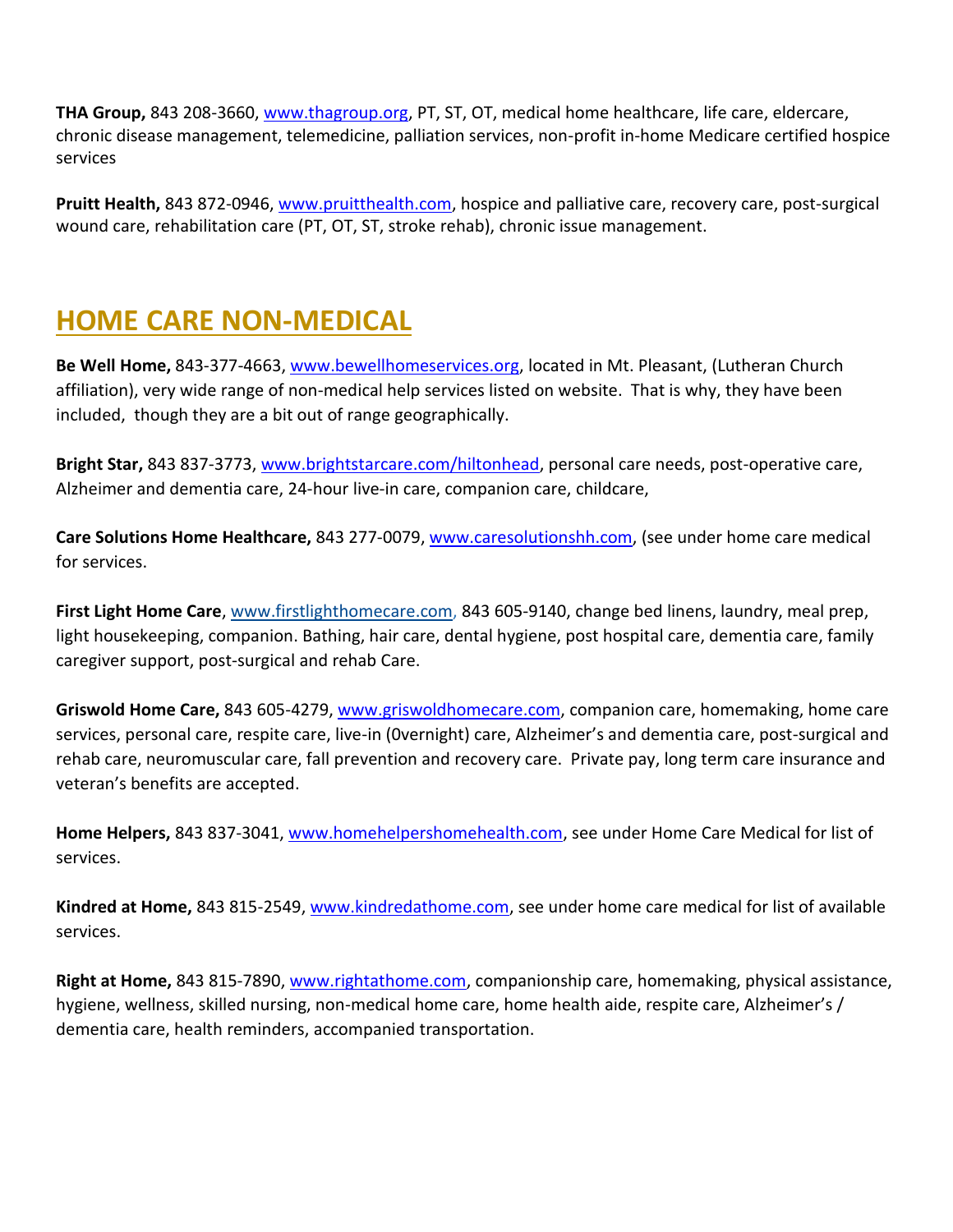**THA Group,** 843 208-3660, www.thagroup.org, PT, ST, OT, medical home healthcare, life care, eldercare, chronic disease management, telemedicine, palliation services, non-profit in-home Medicare certified hospice services

**Pruitt Health,** 843 872-0946, www.pruitthealth.com, hospice and palliative care, recovery care, post-surgical wound care, rehabilitation care (PT, OT, ST, stroke rehab), chronic issue management.

## HOME CARE NON-MEDICAL

**Be Well Home,** 843-377-4663, www.bewellhomeservices.org, located in Mt. Pleasant, (Lutheran Church affiliation), very wide range of non-medical help services listed on website. That is why, they have been included, though they are a bit out of range geographically.

**Bright Star,** 843 837-3773, www.brightstarcare.com/hiltonhead, personal care needs, post-operative care, Alzheimer and dementia care, 24-hour live-in care, companion care, childcare,

**Care Solutions Home Healthcare,** 843 277-0079, www.caresolutionshh.com, (see under home care medical for services.

**First Light Home Care**, www.firstlighthomecare.com, 843 605-9140, change bed linens, laundry, meal prep, light housekeeping, companion. Bathing, hair care, dental hygiene, post hospital care, dementia care, family caregiver support, post-surgical and rehab Care.

**Griswold Home Care,** 843 605-4279, www.griswoldhomecare.com, companion care, homemaking, home care services, personal care, respite care, live-in (0vernight) care, Alzheimer's and dementia care, post-surgical and rehab care, neuromuscular care, fall prevention and recovery care. Private pay, long term care insurance and veteran's benefits are accepted.

**Home Helpers,** 843 837-3041, www.homehelpershomehealth.com, see under Home Care Medical for list of services.

**Kindred at Home,** 843 815-2549, www.kindredathome.com, see under home care medical for list of available services.

**Right at Home,** 843 815-7890, www.rightathome.com, companionship care, homemaking, physical assistance, hygiene, wellness, skilled nursing, non-medical home care, home health aide, respite care, Alzheimer's / dementia care, health reminders, accompanied transportation.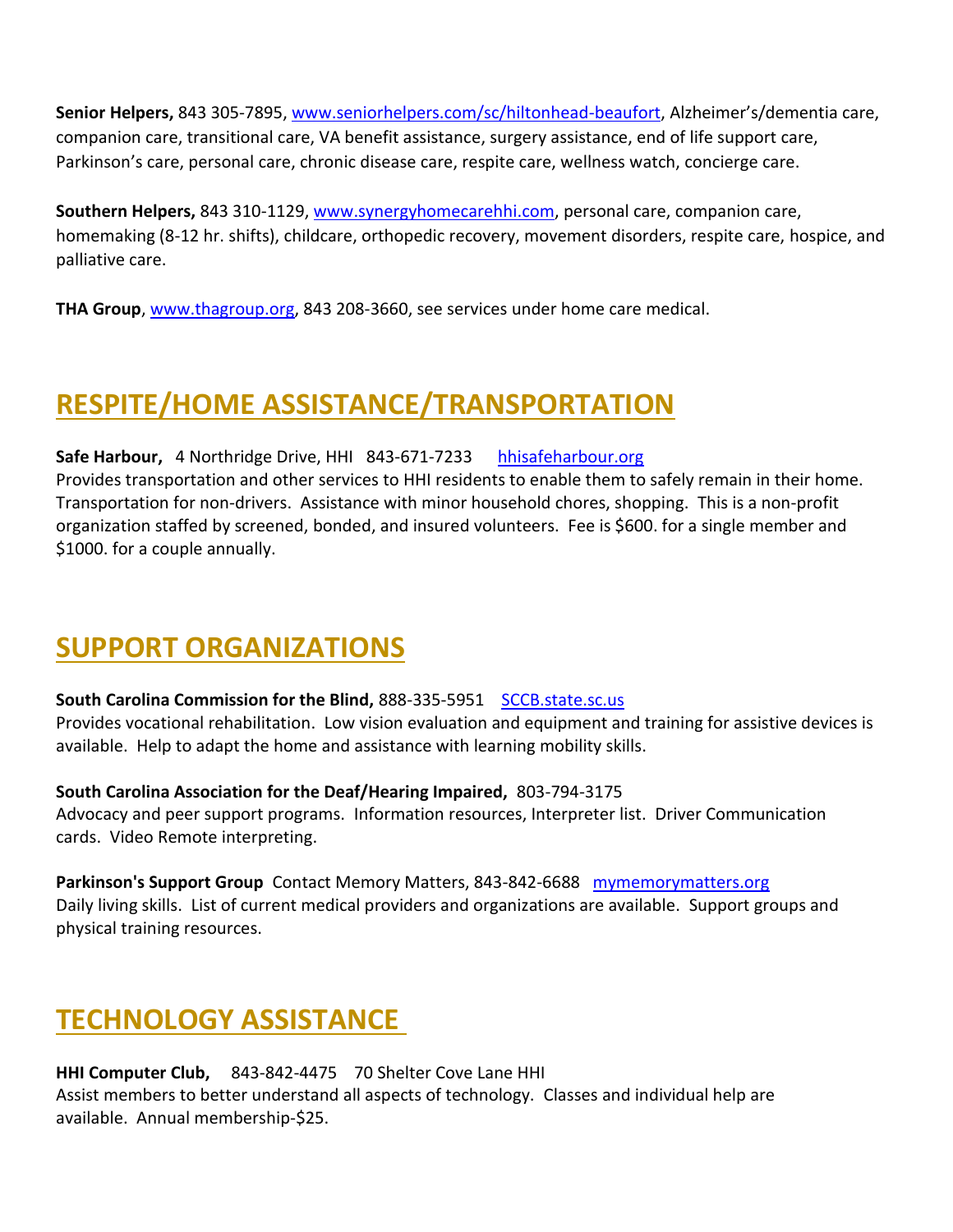**Senior Helpers,** 843 305-7895, www.seniorhelpers.com/sc/hiltonhead-beaufort, Alzheimer's/dementia care, companion care, transitional care, VA benefit assistance, surgery assistance, end of life support care, Parkinson's care, personal care, chronic disease care, respite care, wellness watch, concierge care.

**Southern Helpers,** 843 310-1129, www.synergyhomecarehhi.com, personal care, companion care, homemaking (8-12 hr. shifts), childcare, orthopedic recovery, movement disorders, respite care, hospice, and palliative care.

**THA Group**, www.thagroup.org, 843 208-3660, see services under home care medical.

## RESPITE/HOME ASSISTANCE/TRANSPORTATION

**Safe Harbour,** 4 Northridge Drive, HHI 843-671-7233 hhisafeharbour.org
Provides transportation and other services to HHI residents to enable them to safely remain in their home. Transportation for non-drivers. Assistance with minor household chores, shopping. This is a non-profit organization staffed by screened, bonded, and insured volunteers. Fee is $600. for a single member and $1000. for a couple annually.

## SUPPORT ORGANIZATIONS

**South Carolina Commission for the Blind,** 888-335-5951 SCCB.state.sc.us
Provides vocational rehabilitation. Low vision evaluation and equipment and training for assistive devices is available. Help to adapt the home and assistance with learning mobility skills.

**South Carolina Association for the Deaf/Hearing Impaired,** 803-794-3175
Advocacy and peer support programs. Information resources, Interpreter list. Driver Communication cards. Video Remote interpreting.

**Parkinson's Support Group** Contact Memory Matters, 843-842-6688 mymemorymatters.org
Daily living skills. List of current medical providers and organizations are available. Support groups and physical training resources.

## TECHNOLOGY ASSISTANCE

**HHI Computer Club,** 843-842-4475 70 Shelter Cove Lane HHI
Assist members to better understand all aspects of technology. Classes and individual help are available. Annual membership-$25.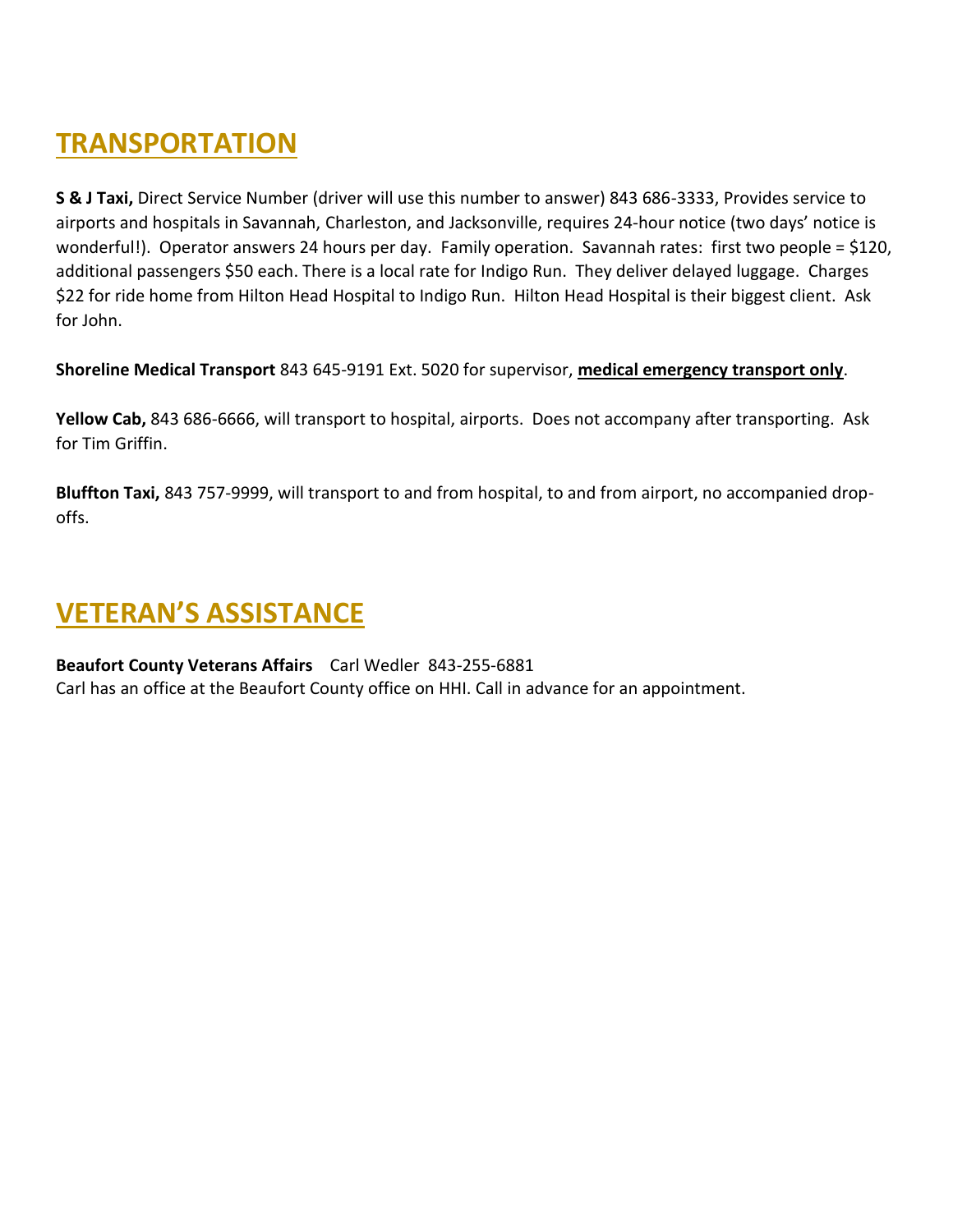## TRANSPORTATION

**S & J Taxi,** Direct Service Number (driver will use this number to answer) 843 686-3333, Provides service to airports and hospitals in Savannah, Charleston, and Jacksonville, requires 24-hour notice (two days' notice is wonderful!). Operator answers 24 hours per day. Family operation. Savannah rates: first two people = $120, additional passengers $50 each. There is a local rate for Indigo Run. They deliver delayed luggage. Charges $22 for ride home from Hilton Head Hospital to Indigo Run. Hilton Head Hospital is their biggest client. Ask for John.

**Shoreline Medical Transport** 843 645-9191 Ext. 5020 for supervisor, **medical emergency transport only**.

**Yellow Cab,** 843 686-6666, will transport to hospital, airports. Does not accompany after transporting. Ask for Tim Griffin.

**Bluffton Taxi,** 843 757-9999, will transport to and from hospital, to and from airport, no accompanied drop-offs.

## VETERAN'S ASSISTANCE

**Beaufort County Veterans Affairs** Carl Wedler 843-255-6881
Carl has an office at the Beaufort County office on HHI. Call in advance for an appointment.